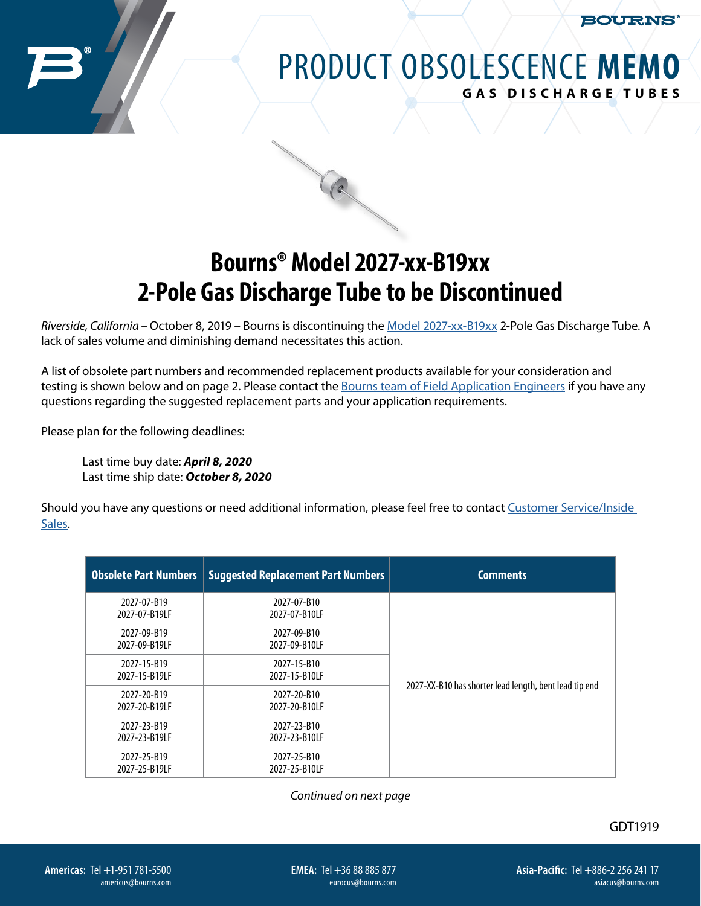# PRODUCT OBSOLESCENCE MEMO

**GAS DISCHARGE TUBES**

## Bourns® Model 2027-xx-B19xx 2-Pole Gas Discharge Tube to be Discontinued

*Riverside, California* – October 8, 2019 – Bourns is discontinuing the Model 2027-xx-B19xx 2-Pole Gas Discharge Tube. A lack of sales volume and diminishing demand necessitates this action.

A list of obsolete part numbers and recommended replacement products available for your consideration and testing is shown below and on page 2. Please contact the Bourns team of Field Application Engineers if you have any questions regarding the suggested replacement parts and your application requirements.

Please plan for the following deadlines:

Last time buy date: ***April 8, 2020***
Last time ship date: ***October 8, 2020***

Should you have any questions or need additional information, please feel free to contact Customer Service/Inside Sales.

| Obsolete Part Numbers | Suggested Replacement Part Numbers | Comments |
|---|---|---|
| 2027-07-B19<br>2027-07-B19LF | 2027-07-B10<br>2027-07-B10LF | 2027-XX-B10 has shorter lead length, bent lead tip end |
| 2027-09-B19<br>2027-09-B19LF | 2027-09-B10<br>2027-09-B10LF | |
| 2027-15-B19<br>2027-15-B19LF | 2027-15-B10<br>2027-15-B10LF | |
| 2027-20-B19<br>2027-20-B19LF | 2027-20-B10<br>2027-20-B10LF | |
| 2027-23-B19<br>2027-23-B19LF | 2027-23-B10<br>2027-23-B10LF | |
| 2027-25-B19<br>2027-25-B19LF | 2027-25-B10<br>2027-25-B10LF | |

*Continued on next page*

GDT1919

**Americas:** Tel +1-951 781-5500 americus@bourns.com

**EMEA:** Tel +36 88 885 877 eurocus@bourns.com

**Asia-Pacific:** Tel +886-2 256 241 17 asiacus@bourns.com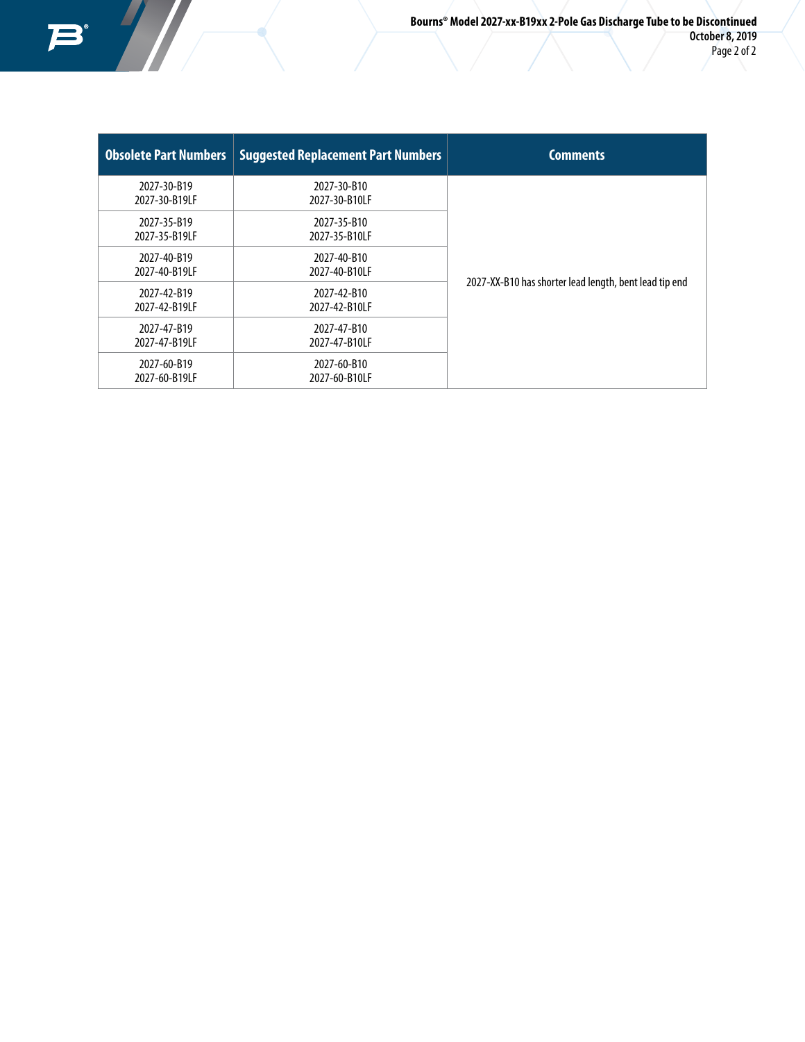| Obsolete Part Numbers | Suggested Replacement Part Numbers | Comments |
|---|---|---|
| 2027-30-B19<br>2027-30-B19LF | 2027-30-B10<br>2027-30-B10LF | 2027-XX-B10 has shorter lead length, bent lead tip end |
| 2027-35-B19<br>2027-35-B19LF | 2027-35-B10<br>2027-35-B10LF | |
| 2027-40-B19<br>2027-40-B19LF | 2027-40-B10<br>2027-40-B10LF | |
| 2027-42-B19<br>2027-42-B19LF | 2027-42-B10<br>2027-42-B10LF | |
| 2027-47-B19<br>2027-47-B19LF | 2027-47-B10<br>2027-47-B10LF | |
| 2027-60-B19<br>2027-60-B19LF | 2027-60-B10<br>2027-60-B10LF | |